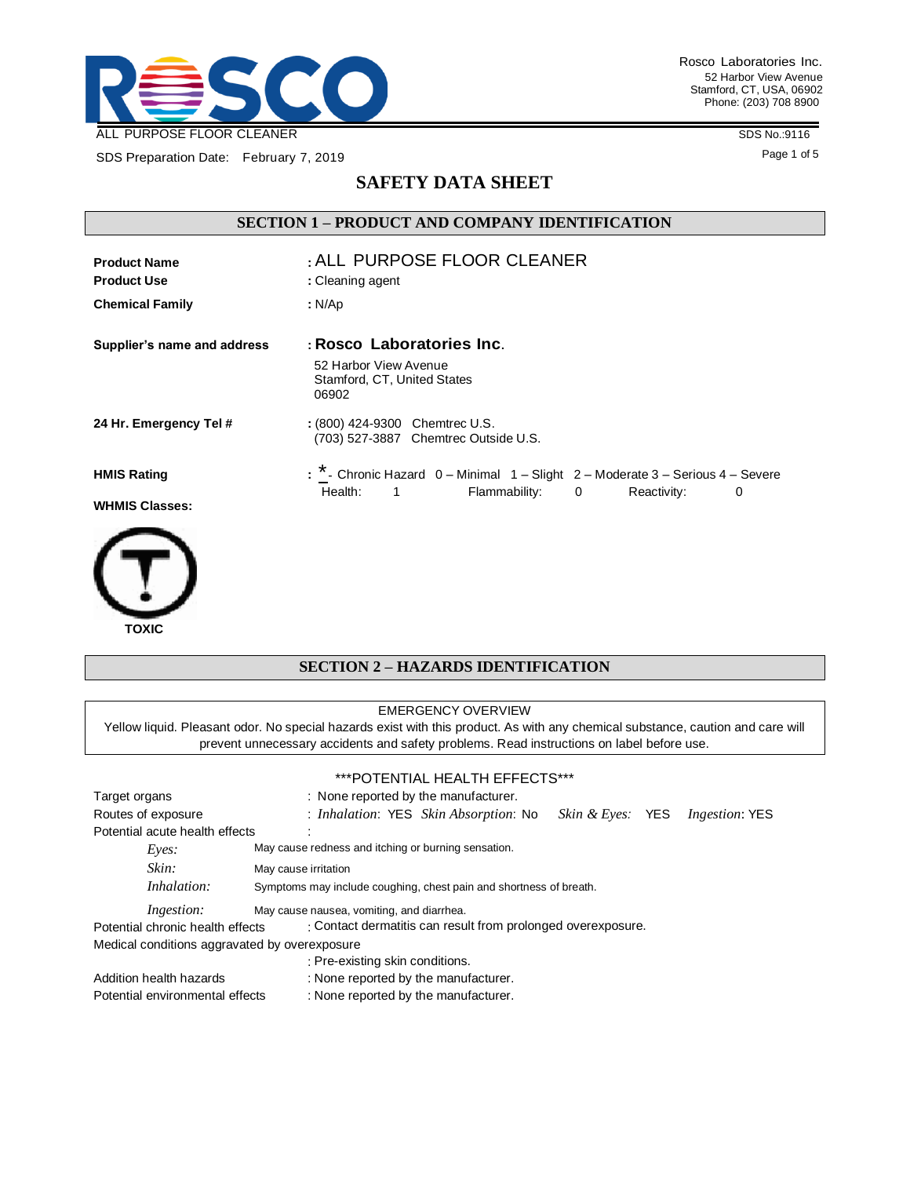Rosco Laboratories Inc.
52 Harbor View Avenue
Stamford, CT, USA, 06902
Phone: (203) 708 8900

ALL PURPOSE FLOOR CLEANER

SDS No.:9116

SDS Preparation Date: February 7, 2019

# SAFETY DATA SHEET

## SECTION 1 – PRODUCT AND COMPANY IDENTIFICATION

**Product Name** : ALL PURPOSE FLOOR CLEANER

**Product Use** : Cleaning agent

**Chemical Family** : N/Ap

**Supplier's name and address** : **Rosco Laboratories Inc.**
52 Harbor View Avenue
Stamford, CT, United States
06902

**24 Hr. Emergency Tel #** : (800) 424-9300 Chemtrec U.S.
(703) 527-3887 Chemtrec Outside U.S.

**HMIS Rating** : * - Chronic Hazard 0 – Minimal 1 – Slight 2 – Moderate 3 – Serious 4 – Severe

Health: 1 Flammability: 0 Reactivity: 0

**WHMIS Classes:**

**TOXIC**

## SECTION 2 – HAZARDS IDENTIFICATION

EMERGENCY OVERVIEW

Yellow liquid. Pleasant odor. No special hazards exist with this product. As with any chemical substance, caution and care will prevent unnecessary accidents and safety problems. Read instructions on label before use.

***POTENTIAL HEALTH EFFECTS***

Target organs : None reported by the manufacturer.

Routes of exposure : *Inhalation*: YES *Skin Absorption*: No *Skin & Eyes:* YES *Ingestion*: YES

Potential acute health effects :

*Eyes:* May cause redness and itching or burning sensation.

*Skin:* May cause irritation

*Inhalation:* Symptoms may include coughing, chest pain and shortness of breath.

*Ingestion:* May cause nausea, vomiting, and diarrhea.

Potential chronic health effects : Contact dermatitis can result from prolonged overexposure.

Medical conditions aggravated by overexposure
: Pre-existing skin conditions.

Addition health hazards : None reported by the manufacturer.

Potential environmental effects : None reported by the manufacturer.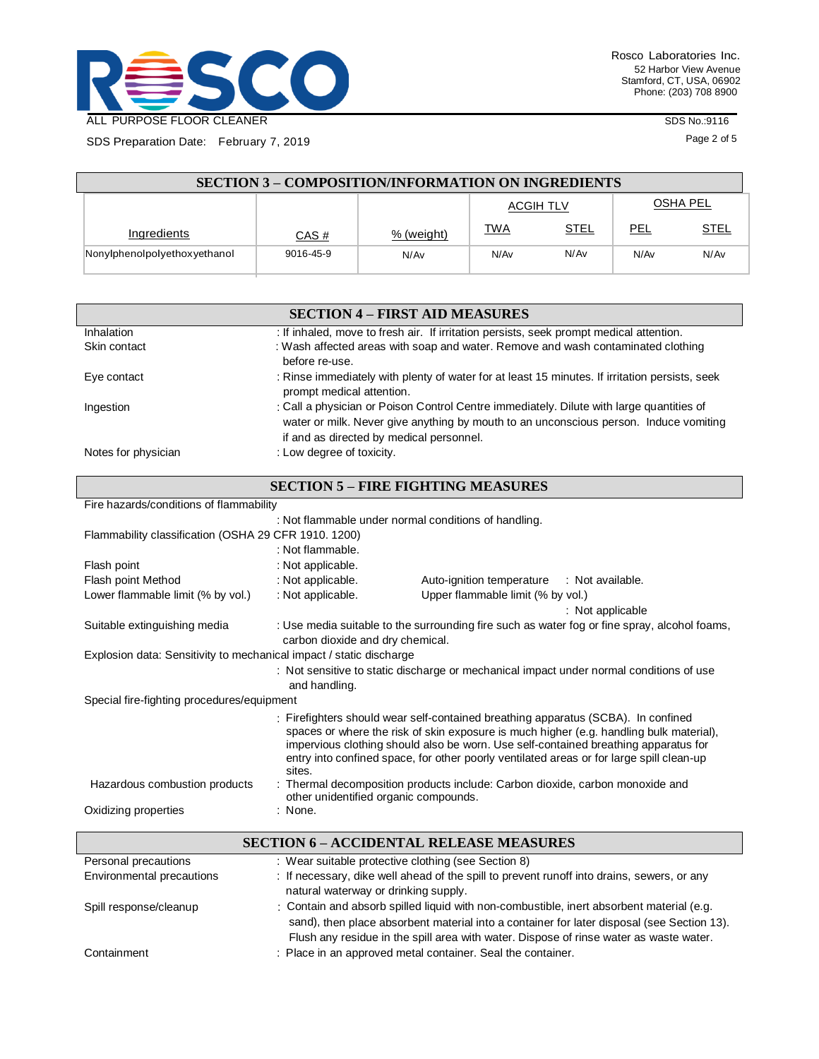## SECTION 3 – COMPOSITION/INFORMATION ON INGREDIENTS

| Ingredients | CAS # | % (weight) | ACGIH TLV | | OSHA PEL | |
|---|---|---|---|---|---|---|
| | | | TWA | STEL | PEL | STEL |
| Nonylphenolpolyethoxyethanol | 9016-45-9 | N/Av | N/Av | N/Av | N/Av | N/Av |

## SECTION 4 – FIRST AID MEASURES

| | |
|---|---|
| Inhalation | : If inhaled, move to fresh air. If irritation persists, seek prompt medical attention. |
| Skin contact | : Wash affected areas with soap and water. Remove and wash contaminated clothing before re-use. |
| Eye contact | : Rinse immediately with plenty of water for at least 15 minutes. If irritation persists, seek prompt medical attention. |
| Ingestion | : Call a physician or Poison Control Centre immediately. Dilute with large quantities of water or milk. Never give anything by mouth to an unconscious person. Induce vomiting if and as directed by medical personnel. |
| Notes for physician | : Low degree of toxicity. |

## SECTION 5 – FIRE FIGHTING MEASURES

Fire hazards/conditions of flammability
: Not flammable under normal conditions of handling.

Flammability classification (OSHA 29 CFR 1910. 1200)
: Not flammable.

Flash point : Not applicable.

Flash point Method : Not applicable. Auto-ignition temperature : Not available.

Lower flammable limit (% by vol.) : Not applicable. Upper flammable limit (% by vol.) : Not applicable

Suitable extinguishing media : Use media suitable to the surrounding fire such as water fog or fine spray, alcohol foams, carbon dioxide and dry chemical.

Explosion data: Sensitivity to mechanical impact / static discharge
: Not sensitive to static discharge or mechanical impact under normal conditions of use and handling.

Special fire-fighting procedures/equipment
: Firefighters should wear self-contained breathing apparatus (SCBA). In confined spaces or where the risk of skin exposure is much higher (e.g. handling bulk material), impervious clothing should also be worn. Use self-contained breathing apparatus for entry into confined space, for other poorly ventilated areas or for large spill clean-up sites.

Hazardous combustion products : Thermal decomposition products include: Carbon dioxide, carbon monoxide and other unidentified organic compounds.

Oxidizing properties : None.

## SECTION 6 – ACCIDENTAL RELEASE MEASURES

| | |
|---|---|
| Personal precautions | : Wear suitable protective clothing (see Section 8) |
| Environmental precautions | : If necessary, dike well ahead of the spill to prevent runoff into drains, sewers, or any natural waterway or drinking supply. |
| Spill response/cleanup | : Contain and absorb spilled liquid with non-combustible, inert absorbent material (e.g. sand), then place absorbent material into a container for later disposal (see Section 13). Flush any residue in the spill area with water. Dispose of rinse water as waste water. |
| Containment | : Place in an approved metal container. Seal the container. |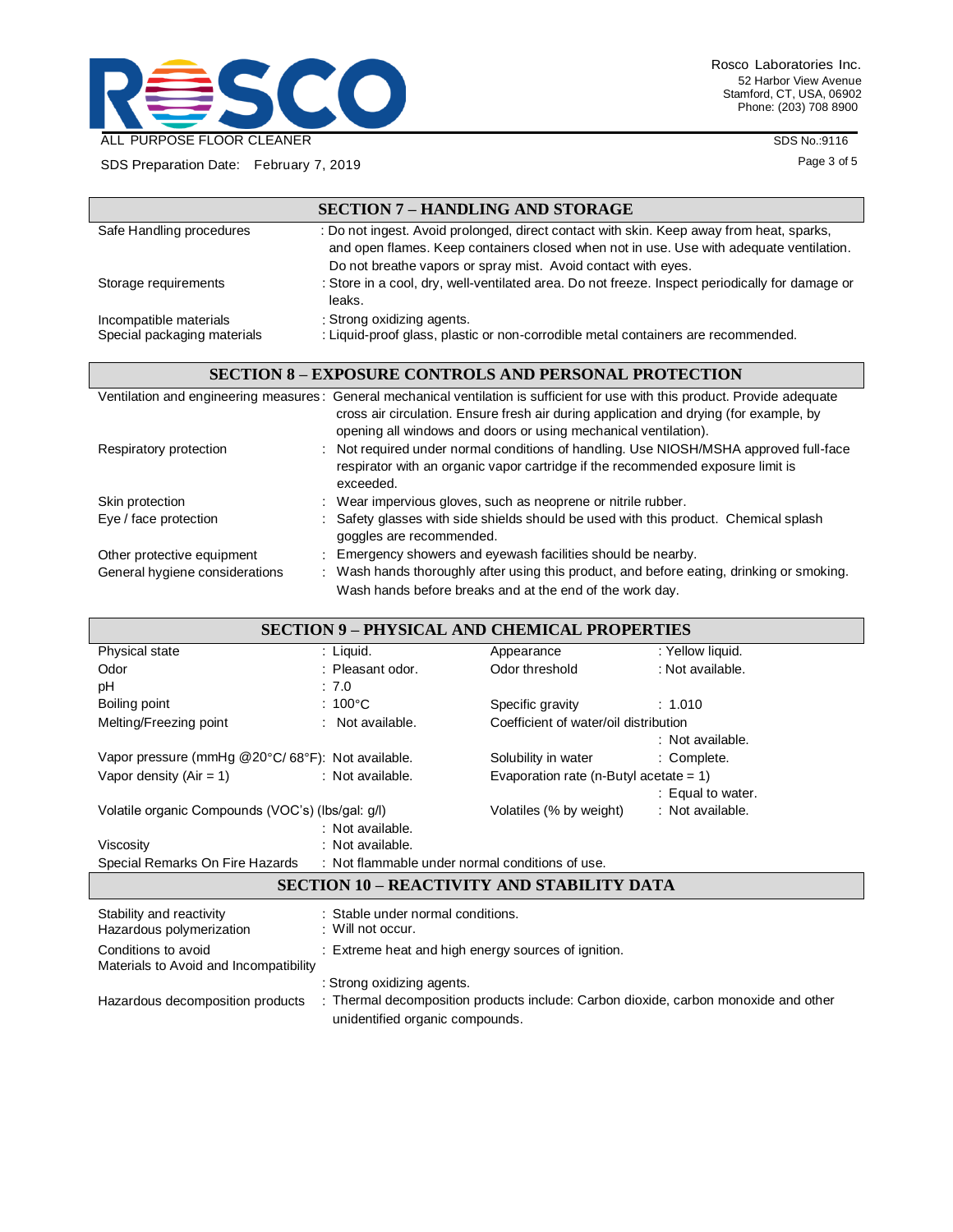## SECTION 7 – HANDLING AND STORAGE

| | |
|---|---|
| Safe Handling procedures | : Do not ingest. Avoid prolonged, direct contact with skin. Keep away from heat, sparks, and open flames. Keep containers closed when not in use. Use with adequate ventilation. Do not breathe vapors or spray mist. Avoid contact with eyes. |
| Storage requirements | : Store in a cool, dry, well-ventilated area. Do not freeze. Inspect periodically for damage or leaks. |
| Incompatible materials | : Strong oxidizing agents. |
| Special packaging materials | : Liquid-proof glass, plastic or non-corrodible metal containers are recommended. |

## SECTION 8 – EXPOSURE CONTROLS AND PERSONAL PROTECTION

| | |
|---|---|
| Ventilation and engineering measures | : General mechanical ventilation is sufficient for use with this product. Provide adequate cross air circulation. Ensure fresh air during application and drying (for example, by opening all windows and doors or using mechanical ventilation). |
| Respiratory protection | : Not required under normal conditions of handling. Use NIOSH/MSHA approved full-face respirator with an organic vapor cartridge if the recommended exposure limit is exceeded. |
| Skin protection | : Wear impervious gloves, such as neoprene or nitrile rubber. |
| Eye / face protection | : Safety glasses with side shields should be used with this product. Chemical splash goggles are recommended. |
| Other protective equipment | : Emergency showers and eyewash facilities should be nearby. |
| General hygiene considerations | : Wash hands thoroughly after using this product, and before eating, drinking or smoking. Wash hands before breaks and at the end of the work day. |

## SECTION 9 – PHYSICAL AND CHEMICAL PROPERTIES

| | | | |
|---|---|---|---|
| Physical state | : Liquid. | Appearance | : Yellow liquid. |
| Odor | : Pleasant odor. | Odor threshold | : Not available. |
| pH | : 7.0 | | |
| Boiling point | : 100°C | Specific gravity | : 1.010 |
| Melting/Freezing point | : Not available. | Coefficient of water/oil distribution | : Not available. |
| Vapor pressure (mmHg @20°C/ 68°F) | : Not available. | Solubility in water | : Complete. |
| Vapor density (Air = 1) | : Not available. | Evaporation rate (n-Butyl acetate = 1) | : Equal to water. |
| Volatile organic Compounds (VOC's) (lbs/gal: g/l) | : Not available. | Volatiles (% by weight) | : Not available. |
| Viscosity | : Not available. | | |
| Special Remarks On Fire Hazards | : Not flammable under normal conditions of use. | | |

## SECTION 10 – REACTIVITY AND STABILITY DATA

| | |
|---|---|
| Stability and reactivity | : Stable under normal conditions. |
| Hazardous polymerization | : Will not occur. |
| Conditions to avoid | : Extreme heat and high energy sources of ignition. |
| Materials to Avoid and Incompatibility | : Strong oxidizing agents. |
| Hazardous decomposition products | : Thermal decomposition products include: Carbon dioxide, carbon monoxide and other unidentified organic compounds. |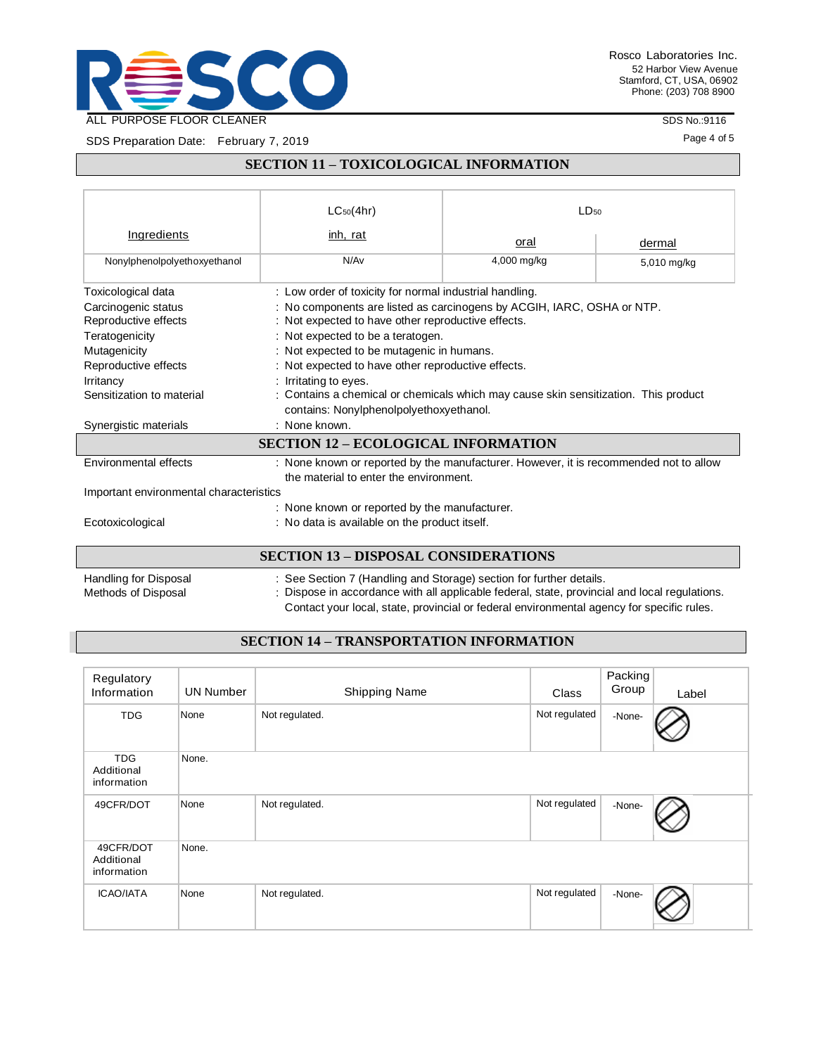## SECTION 11 – TOXICOLOGICAL INFORMATION

| Ingredients | $LC_{50}$(4hr) inh, rat | $LD_{50}$ oral | $LD_{50}$ dermal |
|---|---|---|---|
| Nonylphenolpolyethoxyethanol | N/Av | 4,000 mg/kg | 5,010 mg/kg |

Toxicological data : Low order of toxicity for normal industrial handling.
Carcinogenic status : No components are listed as carcinogens by ACGIH, IARC, OSHA or NTP.
Reproductive effects : Not expected to have other reproductive effects.
Teratogenicity : Not expected to be a teratogen.
Mutagenicity : Not expected to be mutagenic in humans.
Reproductive effects : Not expected to have other reproductive effects.
Irritancy : Irritating to eyes.
Sensitization to material : Contains a chemical or chemicals which may cause skin sensitization. This product contains: Nonylphenolpolyethoxyethanol.
Synergistic materials : None known.

## SECTION 12 – ECOLOGICAL INFORMATION

Environmental effects : None known or reported by the manufacturer. However, it is recommended not to allow the material to enter the environment.
Important environmental characteristics : None known or reported by the manufacturer.
Ecotoxicological : No data is available on the product itself.

## SECTION 13 – DISPOSAL CONSIDERATIONS

Handling for Disposal : See Section 7 (Handling and Storage) section for further details.
Methods of Disposal : Dispose in accordance with all applicable federal, state, provincial and local regulations. Contact your local, state, provincial or federal environmental agency for specific rules.

## SECTION 14 – TRANSPORTATION INFORMATION

| Regulatory Information | UN Number | Shipping Name | Class | Packing Group | Label |
|---|---|---|---|---|---|
| TDG | None | Not regulated. | Not regulated | -None- | |
| TDG Additional information | None. | | | | |
| 49CFR/DOT | None | Not regulated. | Not regulated | -None- | |
| 49CFR/DOT Additional information | None. | | | | |
| ICAO/IATA | None | Not regulated. | Not regulated | -None- | |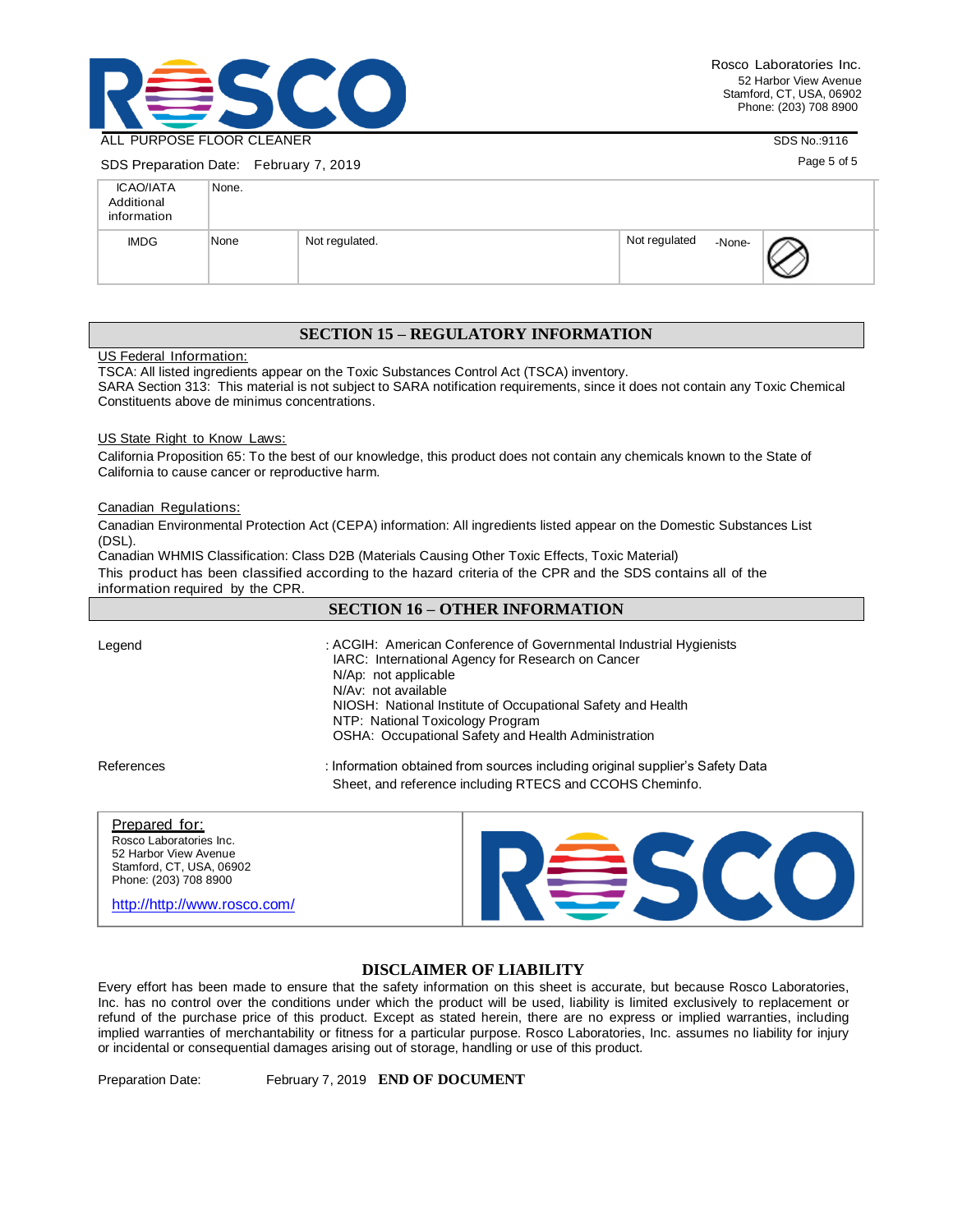| | | | | | |
|---|---|---|---|---|---|
| ICAO/IATA Additional information | None. | | | | |
| IMDG | None | Not regulated. | Not regulated | -None- | |

## SECTION 15 – REGULATORY INFORMATION

US Federal Information:

TSCA: All listed ingredients appear on the Toxic Substances Control Act (TSCA) inventory.
SARA Section 313: This material is not subject to SARA notification requirements, since it does not contain any Toxic Chemical Constituents above de minimus concentrations.

US State Right to Know Laws:

California Proposition 65: To the best of our knowledge, this product does not contain any chemicals known to the State of California to cause cancer or reproductive harm.

Canadian Regulations:

Canadian Environmental Protection Act (CEPA) information: All ingredients listed appear on the Domestic Substances List (DSL).
Canadian WHMIS Classification: Class D2B (Materials Causing Other Toxic Effects, Toxic Material)
This product has been classified according to the hazard criteria of the CPR and the SDS contains all of the information required by the CPR.

## SECTION 16 – OTHER INFORMATION

| | |
|---|---|
| Legend | : ACGIH: American Conference of Governmental Industrial Hygienists<br>IARC: International Agency for Research on Cancer<br>N/Ap: not applicable<br>N/Av: not available<br>NIOSH: National Institute of Occupational Safety and Health<br>NTP: National Toxicology Program<br>OSHA: Occupational Safety and Health Administration |
| References | : Information obtained from sources including original supplier's Safety Data Sheet, and reference including RTECS and CCOHS Cheminfo. |

Prepared for:
Rosco Laboratories Inc.
52 Harbor View Avenue
Stamford, CT, USA, 06902
Phone: (203) 708 8900

http://http://www.rosco.com/

## DISCLAIMER OF LIABILITY

Every effort has been made to ensure that the safety information on this sheet is accurate, but because Rosco Laboratories, Inc. has no control over the conditions under which the product will be used, liability is limited exclusively to replacement or refund of the purchase price of this product. Except as stated herein, there are no express or implied warranties, including implied warranties of merchantability or fitness for a particular purpose. Rosco Laboratories, Inc. assumes no liability for injury or incidental or consequential damages arising out of storage, handling or use of this product.

Preparation Date: February 7, 2019 **END OF DOCUMENT**